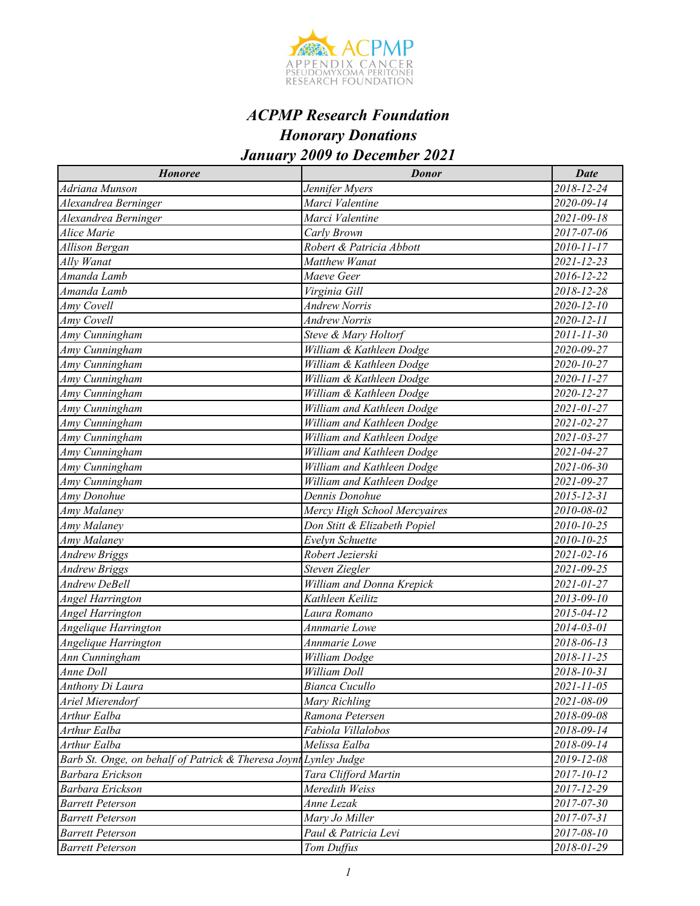# ACPMP Research Foundation
## Honorary Donations
## January 2009 to December 2021

| Honoree | Donor | Date |
|---|---|---|
| Adriana Munson | Jennifer Myers | 2018-12-24 |
| Alexandrea Berninger | Marci Valentine | 2020-09-14 |
| Alexandrea Berninger | Marci Valentine | 2021-09-18 |
| Alice Marie | Carly Brown | 2017-07-06 |
| Allison Bergan | Robert & Patricia Abbott | 2010-11-17 |
| Ally Wanat | Matthew Wanat | 2021-12-23 |
| Amanda Lamb | Maeve Geer | 2016-12-22 |
| Amanda Lamb | Virginia Gill | 2018-12-28 |
| Amy Covell | Andrew Norris | 2020-12-10 |
| Amy Covell | Andrew Norris | 2020-12-11 |
| Amy Cunningham | Steve & Mary Holtorf | 2011-11-30 |
| Amy Cunningham | William & Kathleen Dodge | 2020-09-27 |
| Amy Cunningham | William & Kathleen Dodge | 2020-10-27 |
| Amy Cunningham | William & Kathleen Dodge | 2020-11-27 |
| Amy Cunningham | William & Kathleen Dodge | 2020-12-27 |
| Amy Cunningham | William and Kathleen Dodge | 2021-01-27 |
| Amy Cunningham | William and Kathleen Dodge | 2021-02-27 |
| Amy Cunningham | William and Kathleen Dodge | 2021-03-27 |
| Amy Cunningham | William and Kathleen Dodge | 2021-04-27 |
| Amy Cunningham | William and Kathleen Dodge | 2021-06-30 |
| Amy Cunningham | William and Kathleen Dodge | 2021-09-27 |
| Amy Donohue | Dennis Donohue | 2015-12-31 |
| Amy Malaney | Mercy High School Mercyaires | 2010-08-02 |
| Amy Malaney | Don Stitt & Elizabeth Popiel | 2010-10-25 |
| Amy Malaney | Evelyn Schuette | 2010-10-25 |
| Andrew Briggs | Robert Jezierski | 2021-02-16 |
| Andrew Briggs | Steven Ziegler | 2021-09-25 |
| Andrew DeBell | William and Donna Krepick | 2021-01-27 |
| Angel Harrington | Kathleen Keilitz | 2013-09-10 |
| Angel Harrington | Laura Romano | 2015-04-12 |
| Angelique Harrington | Annmarie Lowe | 2014-03-01 |
| Angelique Harrington | Annmarie Lowe | 2018-06-13 |
| Ann Cunningham | William Dodge | 2018-11-25 |
| Anne Doll | William Doll | 2018-10-31 |
| Anthony Di Laura | Bianca Cucullo | 2021-11-05 |
| Ariel Mierendorf | Mary Richling | 2021-08-09 |
| Arthur Ealba | Ramona Petersen | 2018-09-08 |
| Arthur Ealba | Fabiola Villalobos | 2018-09-14 |
| Arthur Ealba | Melissa Ealba | 2018-09-14 |
| Barb St. Onge, on behalf of Patrick & Theresa Joynt | Lynley Judge | 2019-12-08 |
| Barbara Erickson | Tara Clifford Martin | 2017-10-12 |
| Barbara Erickson | Meredith Weiss | 2017-12-29 |
| Barrett Peterson | Anne Lezak | 2017-07-30 |
| Barrett Peterson | Mary Jo Miller | 2017-07-31 |
| Barrett Peterson | Paul & Patricia Levi | 2017-08-10 |
| Barrett Peterson | Tom Duffus | 2018-01-29 |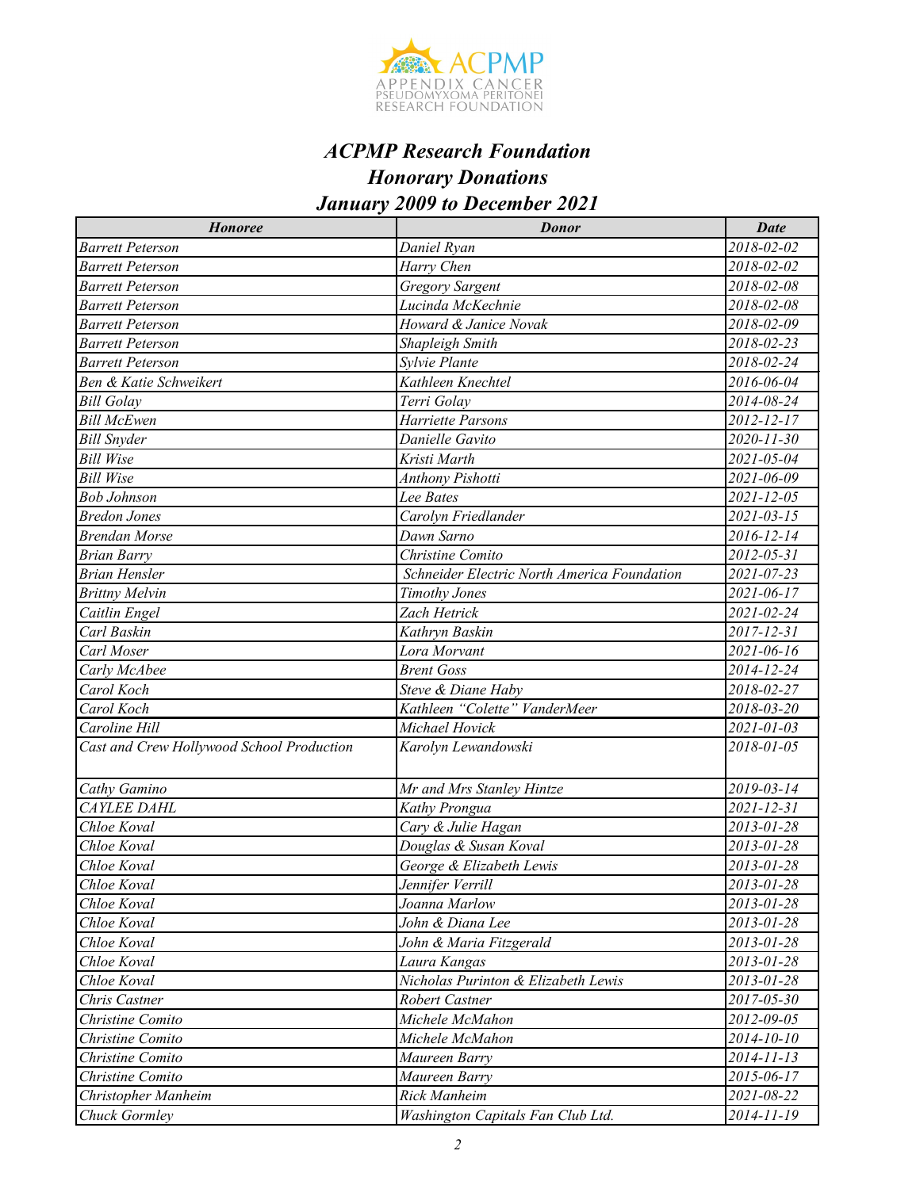# ACPMP Research Foundation

## Honorary Donations

## January 2009 to December 2021

| Honoree | Donor | Date |
|---|---|---|
| Barrett Peterson | Daniel Ryan | 2018-02-02 |
| Barrett Peterson | Harry Chen | 2018-02-02 |
| Barrett Peterson | Gregory Sargent | 2018-02-08 |
| Barrett Peterson | Lucinda McKechnie | 2018-02-08 |
| Barrett Peterson | Howard & Janice Novak | 2018-02-09 |
| Barrett Peterson | Shapleigh Smith | 2018-02-23 |
| Barrett Peterson | Sylvie Plante | 2018-02-24 |
| Ben & Katie Schweikert | Kathleen Knechtel | 2016-06-04 |
| Bill Golay | Terri Golay | 2014-08-24 |
| Bill McEwen | Harriette Parsons | 2012-12-17 |
| Bill Snyder | Danielle Gavito | 2020-11-30 |
| Bill Wise | Kristi Marth | 2021-05-04 |
| Bill Wise | Anthony Pishotti | 2021-06-09 |
| Bob Johnson | Lee Bates | 2021-12-05 |
| Bredon Jones | Carolyn Friedlander | 2021-03-15 |
| Brendan Morse | Dawn Sarno | 2016-12-14 |
| Brian Barry | Christine Comito | 2012-05-31 |
| Brian Hensler | Schneider Electric North America Foundation | 2021-07-23 |
| Brittny Melvin | Timothy Jones | 2021-06-17 |
| Caitlin Engel | Zach Hetrick | 2021-02-24 |
| Carl Baskin | Kathryn Baskin | 2017-12-31 |
| Carl Moser | Lora Morvant | 2021-06-16 |
| Carly McAbee | Brent Goss | 2014-12-24 |
| Carol Koch | Steve & Diane Haby | 2018-02-27 |
| Carol Koch | Kathleen "Colette" VanderMeer | 2018-03-20 |
| Caroline Hill | Michael Hovick | 2021-01-03 |
| Cast and Crew Hollywood School Production | Karolyn Lewandowski | 2018-01-05 |
| Cathy Gamino | Mr and Mrs Stanley Hintze | 2019-03-14 |
| CAYLEE DAHL | Kathy Prongua | 2021-12-31 |
| Chloe Koval | Cary & Julie Hagan | 2013-01-28 |
| Chloe Koval | Douglas & Susan Koval | 2013-01-28 |
| Chloe Koval | George & Elizabeth Lewis | 2013-01-28 |
| Chloe Koval | Jennifer Verrill | 2013-01-28 |
| Chloe Koval | Joanna Marlow | 2013-01-28 |
| Chloe Koval | John & Diana Lee | 2013-01-28 |
| Chloe Koval | John & Maria Fitzgerald | 2013-01-28 |
| Chloe Koval | Laura Kangas | 2013-01-28 |
| Chloe Koval | Nicholas Purinton & Elizabeth Lewis | 2013-01-28 |
| Chris Castner | Robert Castner | 2017-05-30 |
| Christine Comito | Michele McMahon | 2012-09-05 |
| Christine Comito | Michele McMahon | 2014-10-10 |
| Christine Comito | Maureen Barry | 2014-11-13 |
| Christine Comito | Maureen Barry | 2015-06-17 |
| Christopher Manheim | Rick Manheim | 2021-08-22 |
| Chuck Gormley | Washington Capitals Fan Club Ltd. | 2014-11-19 |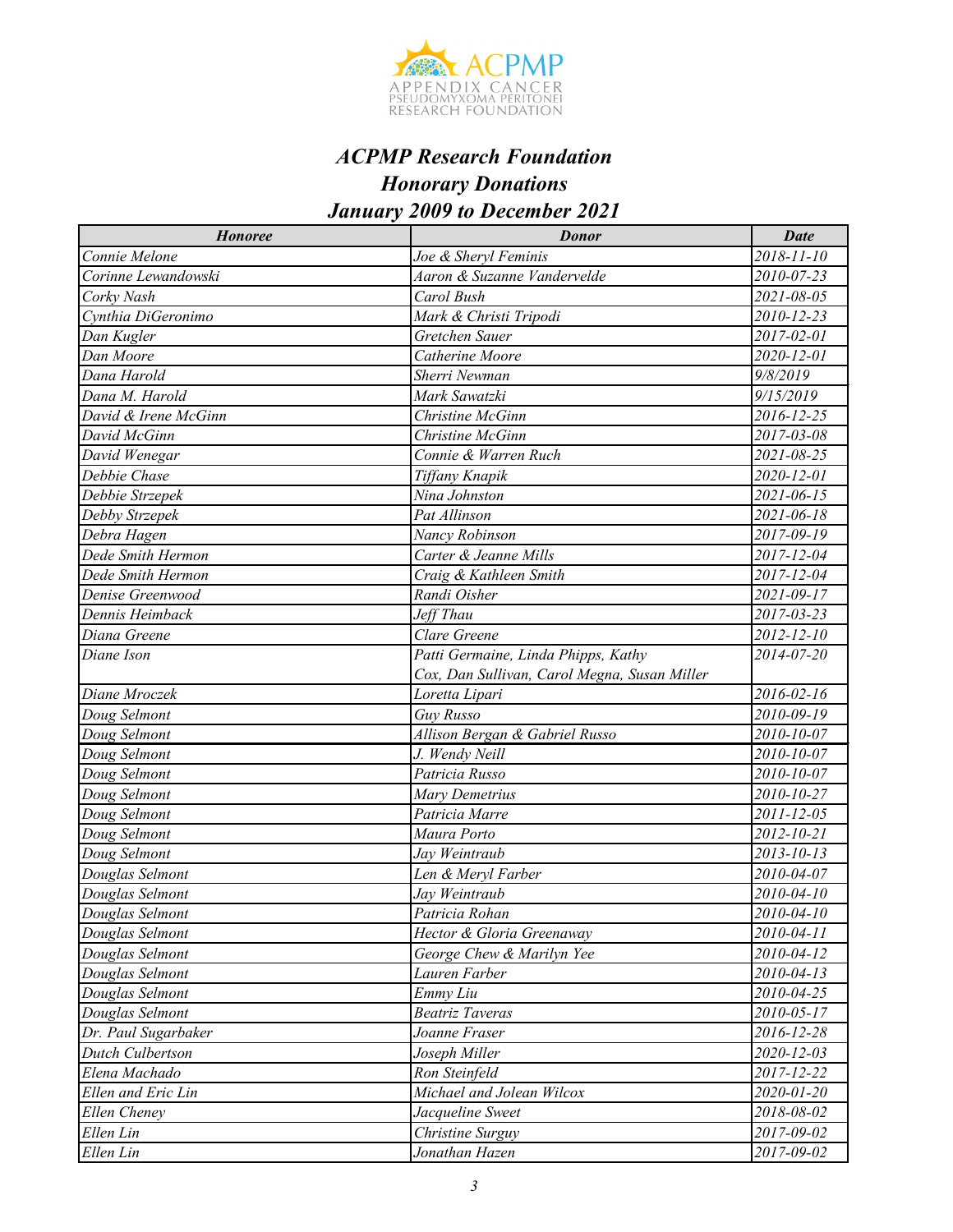## *ACPMP Research Foundation*
## *Honorary Donations*
## *January 2009 to December 2021*

| Honoree | Donor | Date |
|---|---|---|
| Connie Melone | Joe & Sheryl Feminis | 2018-11-10 |
| Corinne Lewandowski | Aaron & Suzanne Vandervelde | 2010-07-23 |
| Corky Nash | Carol Bush | 2021-08-05 |
| Cynthia DiGeronimo | Mark & Christi Tripodi | 2010-12-23 |
| Dan Kugler | Gretchen Sauer | 2017-02-01 |
| Dan Moore | Catherine Moore | 2020-12-01 |
| Dana Harold | Sherri Newman | 9/8/2019 |
| Dana M. Harold | Mark Sawatzki | 9/15/2019 |
| David & Irene McGinn | Christine McGinn | 2016-12-25 |
| David McGinn | Christine McGinn | 2017-03-08 |
| David Wenegar | Connie & Warren Ruch | 2021-08-25 |
| Debbie Chase | Tiffany Knapik | 2020-12-01 |
| Debbie Strzepek | Nina Johnston | 2021-06-15 |
| Debby Strzepek | Pat Allinson | 2021-06-18 |
| Debra Hagen | Nancy Robinson | 2017-09-19 |
| Dede Smith Hermon | Carter & Jeanne Mills | 2017-12-04 |
| Dede Smith Hermon | Craig & Kathleen Smith | 2017-12-04 |
| Denise Greenwood | Randi Oisher | 2021-09-17 |
| Dennis Heimback | Jeff Thau | 2017-03-23 |
| Diana Greene | Clare Greene | 2012-12-10 |
| Diane Ison | Patti Germaine, Linda Phipps, Kathy Cox, Dan Sullivan, Carol Megna, Susan Miller | 2014-07-20 |
| Diane Mroczek | Loretta Lipari | 2016-02-16 |
| Doug Selmont | Guy Russo | 2010-09-19 |
| Doug Selmont | Allison Bergan & Gabriel Russo | 2010-10-07 |
| Doug Selmont | J. Wendy Neill | 2010-10-07 |
| Doug Selmont | Patricia Russo | 2010-10-07 |
| Doug Selmont | Mary Demetrius | 2010-10-27 |
| Doug Selmont | Patricia Marre | 2011-12-05 |
| Doug Selmont | Maura Porto | 2012-10-21 |
| Doug Selmont | Jay Weintraub | 2013-10-13 |
| Douglas Selmont | Len & Meryl Farber | 2010-04-07 |
| Douglas Selmont | Jay Weintraub | 2010-04-10 |
| Douglas Selmont | Patricia Rohan | 2010-04-10 |
| Douglas Selmont | Hector & Gloria Greenaway | 2010-04-11 |
| Douglas Selmont | George Chew & Marilyn Yee | 2010-04-12 |
| Douglas Selmont | Lauren Farber | 2010-04-13 |
| Douglas Selmont | Emmy Liu | 2010-04-25 |
| Douglas Selmont | Beatriz Taveras | 2010-05-17 |
| Dr. Paul Sugarbaker | Joanne Fraser | 2016-12-28 |
| Dutch Culbertson | Joseph Miller | 2020-12-03 |
| Elena Machado | Ron Steinfeld | 2017-12-22 |
| Ellen and Eric Lin | Michael and Jolean Wilcox | 2020-01-20 |
| Ellen Cheney | Jacqueline Sweet | 2018-08-02 |
| Ellen Lin | Christine Surguy | 2017-09-02 |
| Ellen Lin | Jonathan Hazen | 2017-09-02 |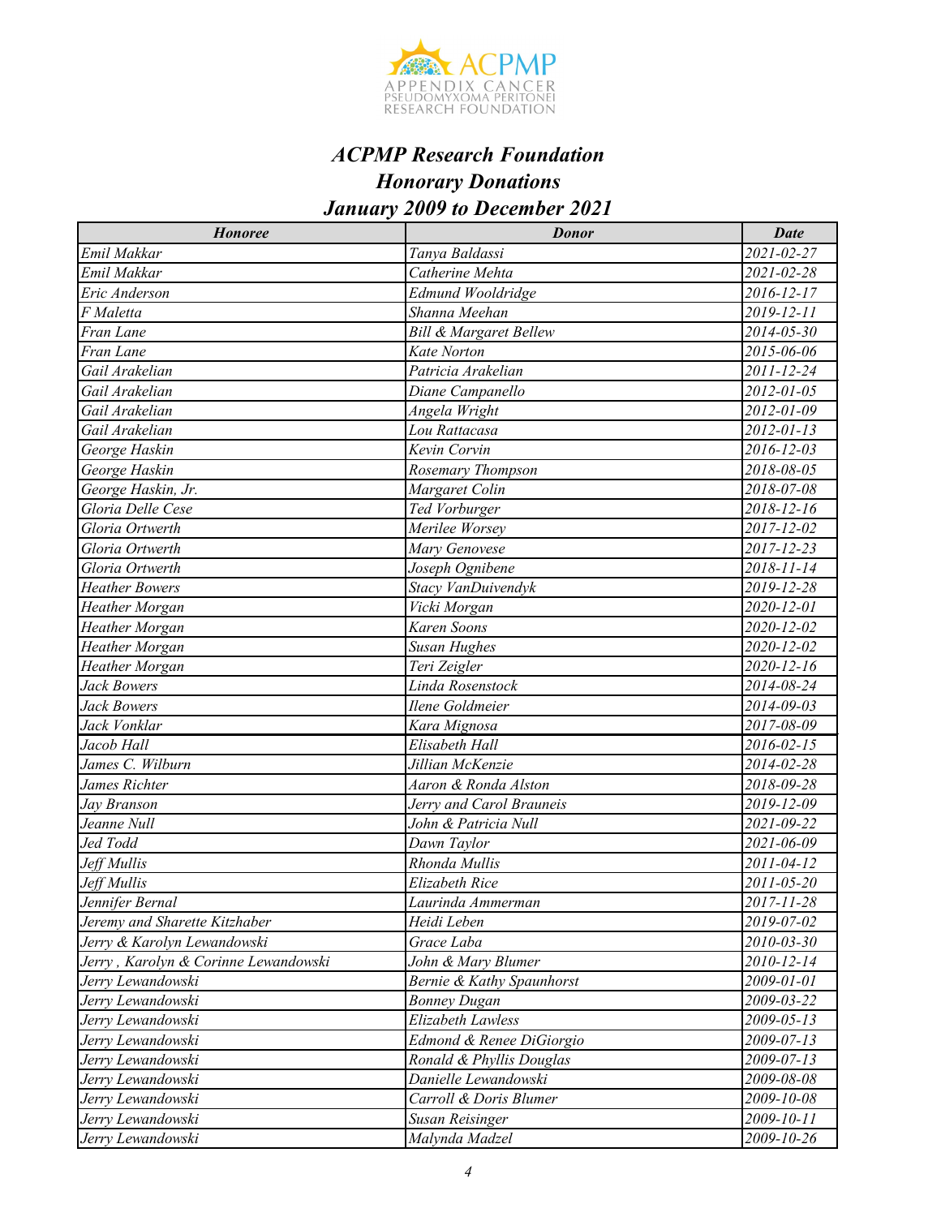# *ACPMP Research Foundation*
## *Honorary Donations*
## *January 2009 to December 2021*

| *Honoree* | *Donor* | *Date* |
|---|---|---|
| *Emil Makkar* | *Tanya Baldassi* | *2021-02-27* |
| *Emil Makkar* | *Catherine Mehta* | *2021-02-28* |
| *Eric Anderson* | *Edmund Wooldridge* | *2016-12-17* |
| *F Maletta* | *Shanna Meehan* | *2019-12-11* |
| *Fran Lane* | *Bill & Margaret Bellew* | *2014-05-30* |
| *Fran Lane* | *Kate Norton* | *2015-06-06* |
| *Gail Arakelian* | *Patricia Arakelian* | *2011-12-24* |
| *Gail Arakelian* | *Diane Campanello* | *2012-01-05* |
| *Gail Arakelian* | *Angela Wright* | *2012-01-09* |
| *Gail Arakelian* | *Lou Rattacasa* | *2012-01-13* |
| *George Haskin* | *Kevin Corvin* | *2016-12-03* |
| *George Haskin* | *Rosemary Thompson* | *2018-08-05* |
| *George Haskin, Jr.* | *Margaret Colin* | *2018-07-08* |
| *Gloria Delle Cese* | *Ted Vorburger* | *2018-12-16* |
| *Gloria Ortwerth* | *Merilee Worsey* | *2017-12-02* |
| *Gloria Ortwerth* | *Mary Genovese* | *2017-12-23* |
| *Gloria Ortwerth* | *Joseph Ognibene* | *2018-11-14* |
| *Heather Bowers* | *Stacy VanDuivendyk* | *2019-12-28* |
| *Heather Morgan* | *Vicki Morgan* | *2020-12-01* |
| *Heather Morgan* | *Karen Soons* | *2020-12-02* |
| *Heather Morgan* | *Susan Hughes* | *2020-12-02* |
| *Heather Morgan* | *Teri Zeigler* | *2020-12-16* |
| *Jack Bowers* | *Linda Rosenstock* | *2014-08-24* |
| *Jack Bowers* | *Ilene Goldmeier* | *2014-09-03* |
| *Jack Vonklar* | *Kara Mignosa* | *2017-08-09* |
| *Jacob Hall* | *Elisabeth Hall* | *2016-02-15* |
| *James C. Wilburn* | *Jillian McKenzie* | *2014-02-28* |
| *James Richter* | *Aaron & Ronda Alston* | *2018-09-28* |
| *Jay Branson* | *Jerry and Carol Brauneis* | *2019-12-09* |
| *Jeanne Null* | *John & Patricia Null* | *2021-09-22* |
| *Jed Todd* | *Dawn Taylor* | *2021-06-09* |
| *Jeff Mullis* | *Rhonda Mullis* | *2011-04-12* |
| *Jeff Mullis* | *Elizabeth Rice* | *2011-05-20* |
| *Jennifer Bernal* | *Laurinda Ammerman* | *2017-11-28* |
| *Jeremy and Sharette Kitzhaber* | *Heidi Leben* | *2019-07-02* |
| *Jerry & Karolyn Lewandowski* | *Grace Laba* | *2010-03-30* |
| *Jerry , Karolyn & Corinne Lewandowski* | *John & Mary Blumer* | *2010-12-14* |
| *Jerry Lewandowski* | *Bernie & Kathy Spaunhorst* | *2009-01-01* |
| *Jerry Lewandowski* | *Bonney Dugan* | *2009-03-22* |
| *Jerry Lewandowski* | *Elizabeth Lawless* | *2009-05-13* |
| *Jerry Lewandowski* | *Edmond & Renee DiGiorgio* | *2009-07-13* |
| *Jerry Lewandowski* | *Ronald & Phyllis Douglas* | *2009-07-13* |
| *Jerry Lewandowski* | *Danielle Lewandowski* | *2009-08-08* |
| *Jerry Lewandowski* | *Carroll & Doris Blumer* | *2009-10-08* |
| *Jerry Lewandowski* | *Susan Reisinger* | *2009-10-11* |
| *Jerry Lewandowski* | *Malynda Madzel* | *2009-10-26* |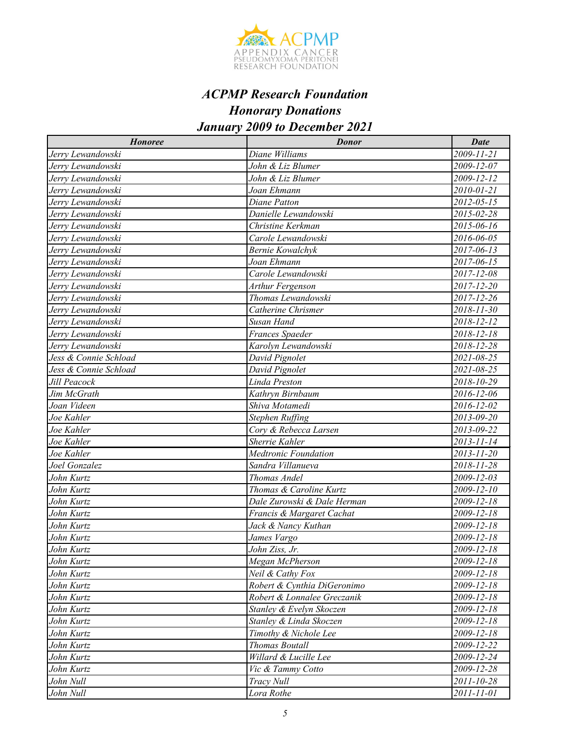# *ACPMP Research Foundation*
## *Honorary Donations*
## *January 2009 to December 2021*

| Honoree | Donor | Date |
|---|---|---|
| Jerry Lewandowski | Diane Williams | 2009-11-21 |
| Jerry Lewandowski | John & Liz Blumer | 2009-12-07 |
| Jerry Lewandowski | John & Liz Blumer | 2009-12-12 |
| Jerry Lewandowski | Joan Ehmann | 2010-01-21 |
| Jerry Lewandowski | Diane Patton | 2012-05-15 |
| Jerry Lewandowski | Danielle Lewandowski | 2015-02-28 |
| Jerry Lewandowski | Christine Kerkman | 2015-06-16 |
| Jerry Lewandowski | Carole Lewandowski | 2016-06-05 |
| Jerry Lewandowski | Bernie Kowalchyk | 2017-06-13 |
| Jerry Lewandowski | Joan Ehmann | 2017-06-15 |
| Jerry Lewandowski | Carole Lewandowski | 2017-12-08 |
| Jerry Lewandowski | Arthur Fergenson | 2017-12-20 |
| Jerry Lewandowski | Thomas Lewandowski | 2017-12-26 |
| Jerry Lewandowski | Catherine Chrismer | 2018-11-30 |
| Jerry Lewandowski | Susan Hand | 2018-12-12 |
| Jerry Lewandowski | Frances Spaeder | 2018-12-18 |
| Jerry Lewandowski | Karolyn Lewandowski | 2018-12-28 |
| Jess & Connie Schload | David Pignolet | 2021-08-25 |
| Jess & Connie Schload | David Pignolet | 2021-08-25 |
| Jill Peacock | Linda Preston | 2018-10-29 |
| Jim McGrath | Kathryn Birnbaum | 2016-12-06 |
| Joan Videen | Shiva Motamedi | 2016-12-02 |
| Joe Kahler | Stephen Ruffing | 2013-09-20 |
| Joe Kahler | Cory & Rebecca Larsen | 2013-09-22 |
| Joe Kahler | Sherrie Kahler | 2013-11-14 |
| Joe Kahler | Medtronic Foundation | 2013-11-20 |
| Joel Gonzalez | Sandra Villanueva | 2018-11-28 |
| John Kurtz | Thomas Andel | 2009-12-03 |
| John Kurtz | Thomas & Caroline Kurtz | 2009-12-10 |
| John Kurtz | Dale Zurowski & Dale Herman | 2009-12-18 |
| John Kurtz | Francis & Margaret Cachat | 2009-12-18 |
| John Kurtz | Jack & Nancy Kuthan | 2009-12-18 |
| John Kurtz | James Vargo | 2009-12-18 |
| John Kurtz | John Ziss, Jr. | 2009-12-18 |
| John Kurtz | Megan McPherson | 2009-12-18 |
| John Kurtz | Neil & Cathy Fox | 2009-12-18 |
| John Kurtz | Robert & Cynthia DiGeronimo | 2009-12-18 |
| John Kurtz | Robert & Lonnalee Greczanik | 2009-12-18 |
| John Kurtz | Stanley & Evelyn Skoczen | 2009-12-18 |
| John Kurtz | Stanley & Linda Skoczen | 2009-12-18 |
| John Kurtz | Timothy & Nichole Lee | 2009-12-18 |
| John Kurtz | Thomas Boutall | 2009-12-22 |
| John Kurtz | Willard & Lucille Lee | 2009-12-24 |
| John Kurtz | Vic & Tammy Cotto | 2009-12-28 |
| John Null | Tracy Null | 2011-10-28 |
| John Null | Lora Rothe | 2011-11-01 |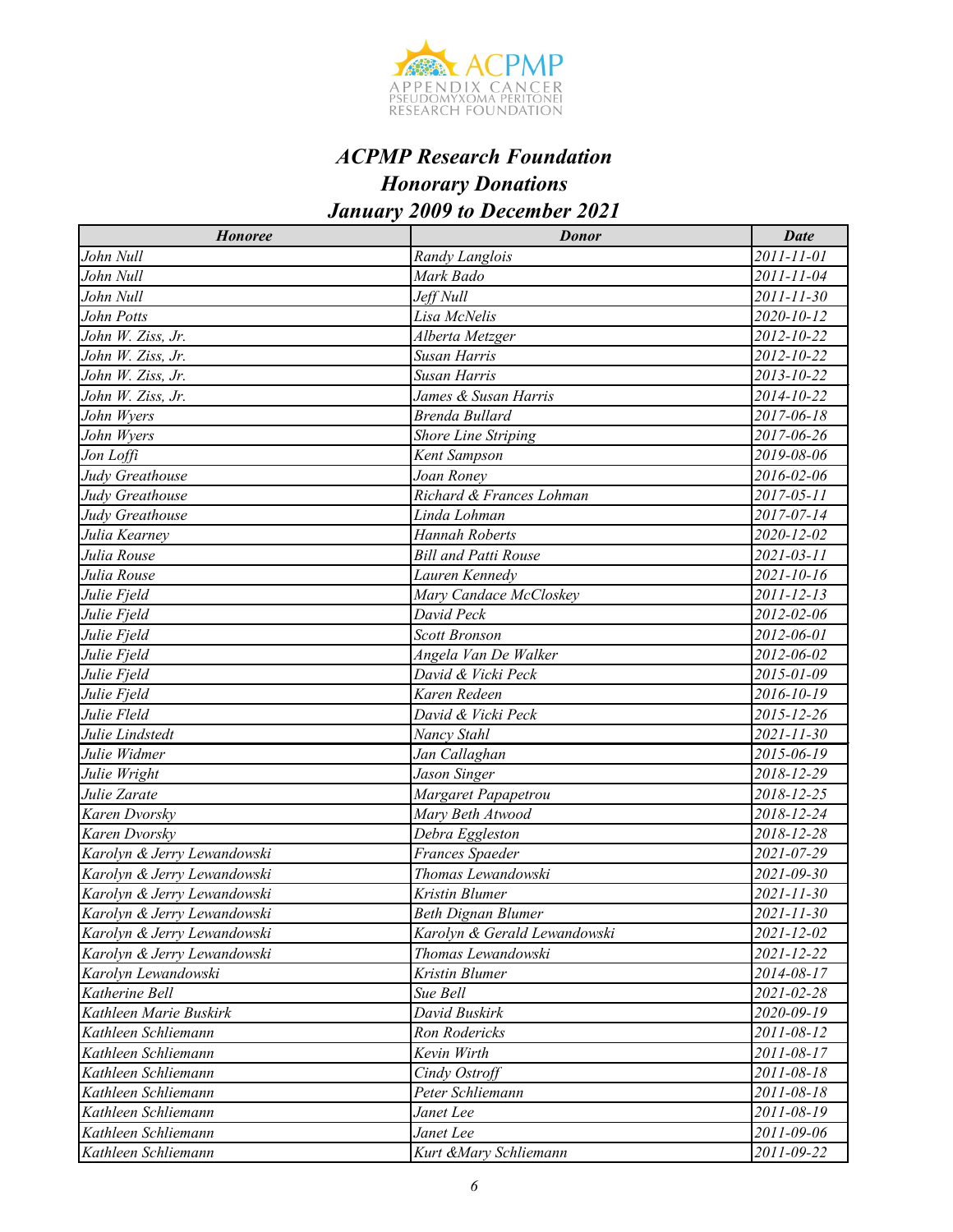# *ACPMP Research Foundation*
## *Honorary Donations*
## *January 2009 to December 2021*

| Honoree | Donor | Date |
|---|---|---|
| John Null | Randy Langlois | 2011-11-01 |
| John Null | Mark Bado | 2011-11-04 |
| John Null | Jeff Null | 2011-11-30 |
| John Potts | Lisa McNelis | 2020-10-12 |
| John W. Ziss, Jr. | Alberta Metzger | 2012-10-22 |
| John W. Ziss, Jr. | Susan Harris | 2012-10-22 |
| John W. Ziss, Jr. | Susan Harris | 2013-10-22 |
| John W. Ziss, Jr. | James & Susan Harris | 2014-10-22 |
| John Wyers | Brenda Bullard | 2017-06-18 |
| John Wyers | Shore Line Striping | 2017-06-26 |
| Jon Loffi | Kent Sampson | 2019-08-06 |
| Judy Greathouse | Joan Roney | 2016-02-06 |
| Judy Greathouse | Richard & Frances Lohman | 2017-05-11 |
| Judy Greathouse | Linda Lohman | 2017-07-14 |
| Julia Kearney | Hannah Roberts | 2020-12-02 |
| Julia Rouse | Bill and Patti Rouse | 2021-03-11 |
| Julia Rouse | Lauren Kennedy | 2021-10-16 |
| Julie Fjeld | Mary Candace McCloskey | 2011-12-13 |
| Julie Fjeld | David Peck | 2012-02-06 |
| Julie Fjeld | Scott Bronson | 2012-06-01 |
| Julie Fjeld | Angela Van De Walker | 2012-06-02 |
| Julie Fjeld | David & Vicki Peck | 2015-01-09 |
| Julie Fjeld | Karen Redeen | 2016-10-19 |
| Julie Fleld | David & Vicki Peck | 2015-12-26 |
| Julie Lindstedt | Nancy Stahl | 2021-11-30 |
| Julie Widmer | Jan Callaghan | 2015-06-19 |
| Julie Wright | Jason Singer | 2018-12-29 |
| Julie Zarate | Margaret Papapetrou | 2018-12-25 |
| Karen Dvorsky | Mary Beth Atwood | 2018-12-24 |
| Karen Dvorsky | Debra Eggleston | 2018-12-28 |
| Karolyn & Jerry Lewandowski | Frances Spaeder | 2021-07-29 |
| Karolyn & Jerry Lewandowski | Thomas Lewandowski | 2021-09-30 |
| Karolyn & Jerry Lewandowski | Kristin Blumer | 2021-11-30 |
| Karolyn & Jerry Lewandowski | Beth Dignan Blumer | 2021-11-30 |
| Karolyn & Jerry Lewandowski | Karolyn & Gerald Lewandowski | 2021-12-02 |
| Karolyn & Jerry Lewandowski | Thomas Lewandowski | 2021-12-22 |
| Karolyn Lewandowski | Kristin Blumer | 2014-08-17 |
| Katherine Bell | Sue Bell | 2021-02-28 |
| Kathleen Marie Buskirk | David Buskirk | 2020-09-19 |
| Kathleen Schliemann | Ron Rodericks | 2011-08-12 |
| Kathleen Schliemann | Kevin Wirth | 2011-08-17 |
| Kathleen Schliemann | Cindy Ostroff | 2011-08-18 |
| Kathleen Schliemann | Peter Schliemann | 2011-08-18 |
| Kathleen Schliemann | Janet Lee | 2011-08-19 |
| Kathleen Schliemann | Janet Lee | 2011-09-06 |
| Kathleen Schliemann | Kurt &Mary Schliemann | 2011-09-22 |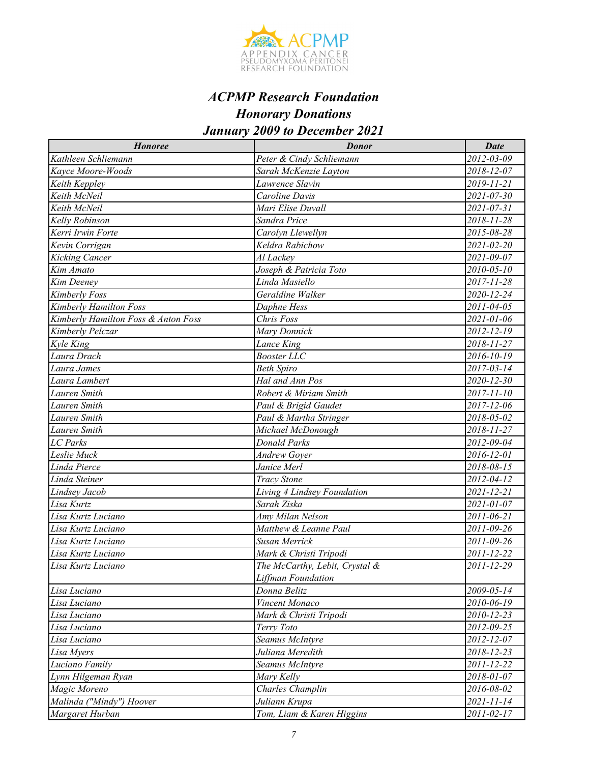# *ACPMP Research Foundation*
## *Honorary Donations*
## *January 2009 to December 2021*

| Honoree | Donor | Date |
|---|---|---|
| Kathleen Schliemann | Peter & Cindy Schliemann | 2012-03-09 |
| Kayce Moore-Woods | Sarah McKenzie Layton | 2018-12-07 |
| Keith Keppley | Lawrence Slavin | 2019-11-21 |
| Keith McNeil | Caroline Davis | 2021-07-30 |
| Keith McNeil | Mari Elise Duvall | 2021-07-31 |
| Kelly Robinson | Sandra Price | 2018-11-28 |
| Kerri Irwin Forte | Carolyn Llewellyn | 2015-08-28 |
| Kevin Corrigan | Keldra Rabichow | 2021-02-20 |
| Kicking Cancer | Al Lackey | 2021-09-07 |
| Kim Amato | Joseph & Patricia Toto | 2010-05-10 |
| Kim Deeney | Linda Masiello | 2017-11-28 |
| Kimberly Foss | Geraldine Walker | 2020-12-24 |
| Kimberly Hamilton Foss | Daphne Hess | 2011-04-05 |
| Kimberly Hamilton Foss & Anton Foss | Chris Foss | 2021-01-06 |
| Kimberly Pelczar | Mary Donnick | 2012-12-19 |
| Kyle King | Lance King | 2018-11-27 |
| Laura Drach | Booster LLC | 2016-10-19 |
| Laura James | Beth Spiro | 2017-03-14 |
| Laura Lambert | Hal and Ann Pos | 2020-12-30 |
| Lauren Smith | Robert & Miriam Smith | 2017-11-10 |
| Lauren Smith | Paul & Brigid Gaudet | 2017-12-06 |
| Lauren Smith | Paul & Martha Stringer | 2018-05-02 |
| Lauren Smith | Michael McDonough | 2018-11-27 |
| LC Parks | Donald Parks | 2012-09-04 |
| Leslie Muck | Andrew Goyer | 2016-12-01 |
| Linda Pierce | Janice Merl | 2018-08-15 |
| Linda Steiner | Tracy Stone | 2012-04-12 |
| Lindsey Jacob | Living 4 Lindsey Foundation | 2021-12-21 |
| Lisa Kurtz | Sarah Ziska | 2021-01-07 |
| Lisa Kurtz Luciano | Amy Milan Nelson | 2011-06-21 |
| Lisa Kurtz Luciano | Matthew & Leanne Paul | 2011-09-26 |
| Lisa Kurtz Luciano | Susan Merrick | 2011-09-26 |
| Lisa Kurtz Luciano | Mark & Christi Tripodi | 2011-12-22 |
| Lisa Kurtz Luciano | The McCarthy, Lebit, Crystal & Liffman Foundation | 2011-12-29 |
| Lisa Luciano | Donna Belitz | 2009-05-14 |
| Lisa Luciano | Vincent Monaco | 2010-06-19 |
| Lisa Luciano | Mark & Christi Tripodi | 2010-12-23 |
| Lisa Luciano | Terry Toto | 2012-09-25 |
| Lisa Luciano | Seamus McIntyre | 2012-12-07 |
| Lisa Myers | Juliana Meredith | 2018-12-23 |
| Luciano Family | Seamus McIntyre | 2011-12-22 |
| Lynn Hilgeman Ryan | Mary Kelly | 2018-01-07 |
| Magic Moreno | Charles Champlin | 2016-08-02 |
| Malinda ("Mindy") Hoover | Juliann Krupa | 2021-11-14 |
| Margaret Hurban | Tom, Liam & Karen Higgins | 2011-02-17 |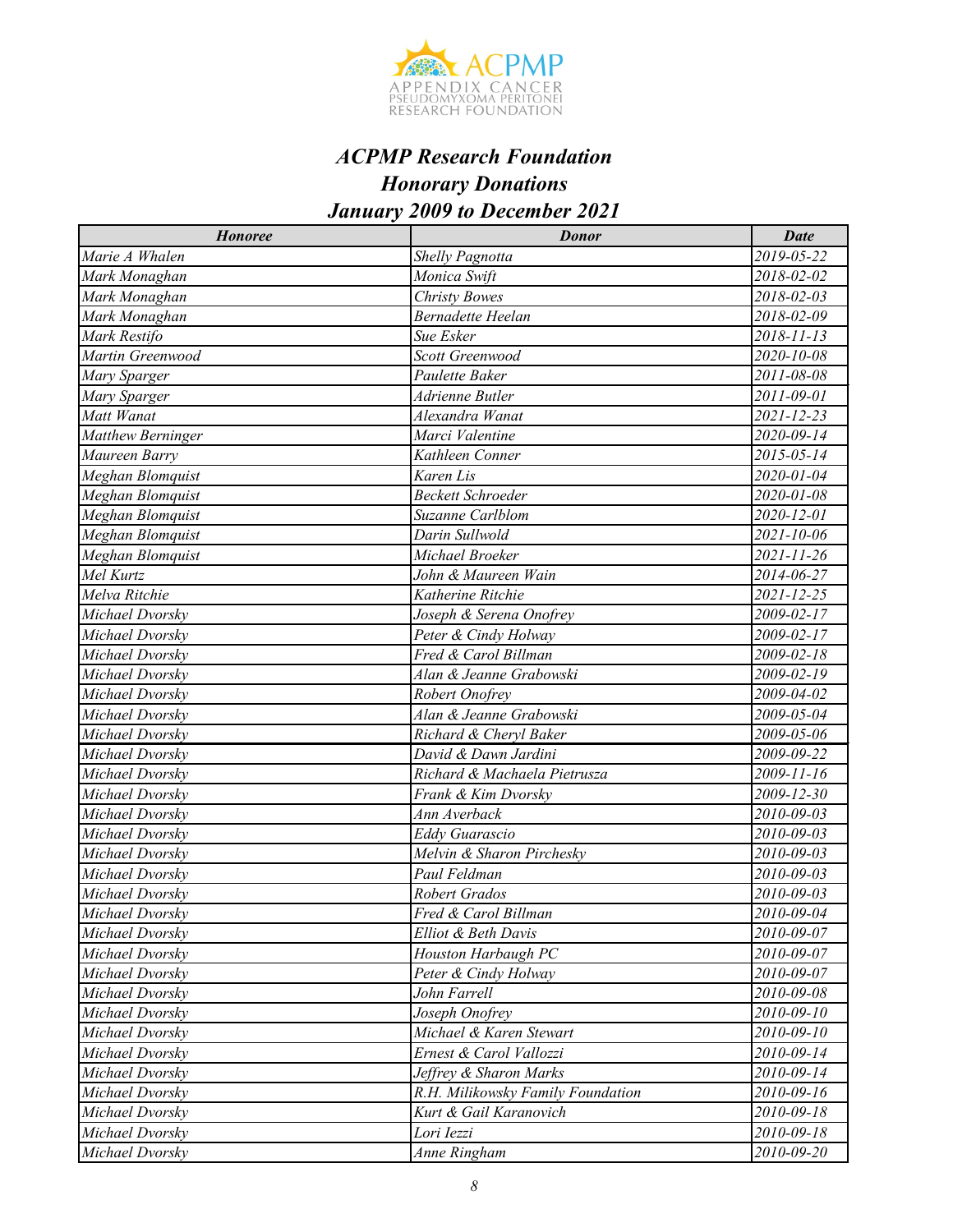### *ACPMP Research Foundation*
### *Honorary Donations*
### *January 2009 to December 2021*

| Honoree | Donor | Date |
|---|---|---|
| Marie A Whalen | Shelly Pagnotta | 2019-05-22 |
| Mark Monaghan | Monica Swift | 2018-02-02 |
| Mark Monaghan | Christy Bowes | 2018-02-03 |
| Mark Monaghan | Bernadette Heelan | 2018-02-09 |
| Mark Restifo | Sue Esker | 2018-11-13 |
| Martin Greenwood | Scott Greenwood | 2020-10-08 |
| Mary Sparger | Paulette Baker | 2011-08-08 |
| Mary Sparger | Adrienne Butler | 2011-09-01 |
| Matt Wanat | Alexandra Wanat | 2021-12-23 |
| Matthew Berninger | Marci Valentine | 2020-09-14 |
| Maureen Barry | Kathleen Conner | 2015-05-14 |
| Meghan Blomquist | Karen Lis | 2020-01-04 |
| Meghan Blomquist | Beckett Schroeder | 2020-01-08 |
| Meghan Blomquist | Suzanne Carlblom | 2020-12-01 |
| Meghan Blomquist | Darin Sullwold | 2021-10-06 |
| Meghan Blomquist | Michael Broeker | 2021-11-26 |
| Mel Kurtz | John & Maureen Wain | 2014-06-27 |
| Melva Ritchie | Katherine Ritchie | 2021-12-25 |
| Michael Dvorsky | Joseph & Serena Onofrey | 2009-02-17 |
| Michael Dvorsky | Peter & Cindy Holway | 2009-02-17 |
| Michael Dvorsky | Fred & Carol Billman | 2009-02-18 |
| Michael Dvorsky | Alan & Jeanne Grabowski | 2009-02-19 |
| Michael Dvorsky | Robert Onofrey | 2009-04-02 |
| Michael Dvorsky | Alan & Jeanne Grabowski | 2009-05-04 |
| Michael Dvorsky | Richard & Cheryl Baker | 2009-05-06 |
| Michael Dvorsky | David & Dawn Jardini | 2009-09-22 |
| Michael Dvorsky | Richard & Machaela Pietrusza | 2009-11-16 |
| Michael Dvorsky | Frank & Kim Dvorsky | 2009-12-30 |
| Michael Dvorsky | Ann Averback | 2010-09-03 |
| Michael Dvorsky | Eddy Guarascio | 2010-09-03 |
| Michael Dvorsky | Melvin & Sharon Pirchesky | 2010-09-03 |
| Michael Dvorsky | Paul Feldman | 2010-09-03 |
| Michael Dvorsky | Robert Grados | 2010-09-03 |
| Michael Dvorsky | Fred & Carol Billman | 2010-09-04 |
| Michael Dvorsky | Elliot & Beth Davis | 2010-09-07 |
| Michael Dvorsky | Houston Harbaugh PC | 2010-09-07 |
| Michael Dvorsky | Peter & Cindy Holway | 2010-09-07 |
| Michael Dvorsky | John Farrell | 2010-09-08 |
| Michael Dvorsky | Joseph Onofrey | 2010-09-10 |
| Michael Dvorsky | Michael & Karen Stewart | 2010-09-10 |
| Michael Dvorsky | Ernest & Carol Vallozzi | 2010-09-14 |
| Michael Dvorsky | Jeffrey & Sharon Marks | 2010-09-14 |
| Michael Dvorsky | R.H. Milikowsky Family Foundation | 2010-09-16 |
| Michael Dvorsky | Kurt & Gail Karanovich | 2010-09-18 |
| Michael Dvorsky | Lori Iezzi | 2010-09-18 |
| Michael Dvorsky | Anne Ringham | 2010-09-20 |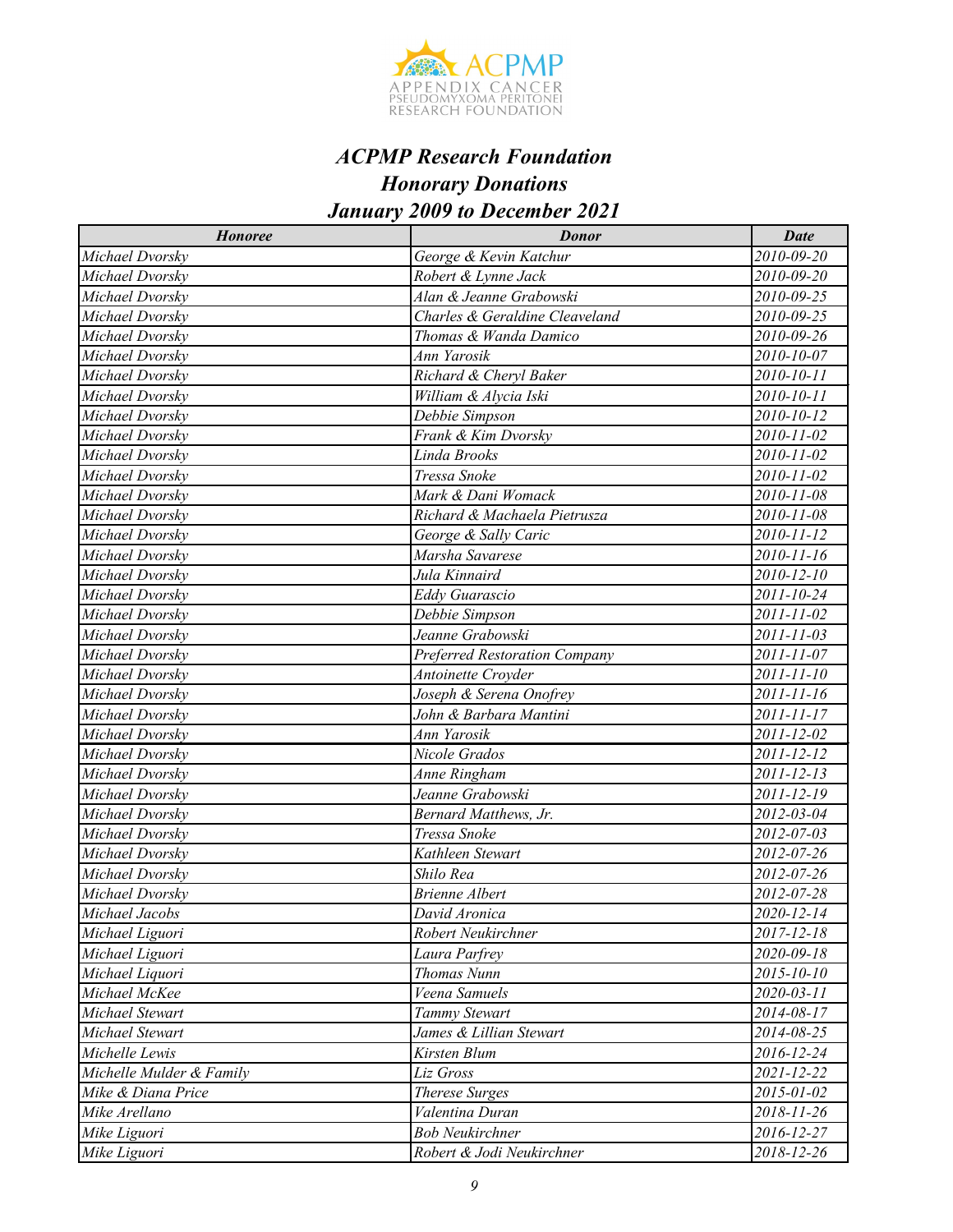# ACPMP Research Foundation
## Honorary Donations
## January 2009 to December 2021

| Honoree | Donor | Date |
|---|---|---|
| Michael Dvorsky | George & Kevin Katchur | 2010-09-20 |
| Michael Dvorsky | Robert & Lynne Jack | 2010-09-20 |
| Michael Dvorsky | Alan & Jeanne Grabowski | 2010-09-25 |
| Michael Dvorsky | Charles & Geraldine Cleaveland | 2010-09-25 |
| Michael Dvorsky | Thomas & Wanda Damico | 2010-09-26 |
| Michael Dvorsky | Ann Yarosik | 2010-10-07 |
| Michael Dvorsky | Richard & Cheryl Baker | 2010-10-11 |
| Michael Dvorsky | William & Alycia Iski | 2010-10-11 |
| Michael Dvorsky | Debbie Simpson | 2010-10-12 |
| Michael Dvorsky | Frank & Kim Dvorsky | 2010-11-02 |
| Michael Dvorsky | Linda Brooks | 2010-11-02 |
| Michael Dvorsky | Tressa Snoke | 2010-11-02 |
| Michael Dvorsky | Mark & Dani Womack | 2010-11-08 |
| Michael Dvorsky | Richard & Machaela Pietrusza | 2010-11-08 |
| Michael Dvorsky | George & Sally Caric | 2010-11-12 |
| Michael Dvorsky | Marsha Savarese | 2010-11-16 |
| Michael Dvorsky | Jula Kinnaird | 2010-12-10 |
| Michael Dvorsky | Eddy Guarascio | 2011-10-24 |
| Michael Dvorsky | Debbie Simpson | 2011-11-02 |
| Michael Dvorsky | Jeanne Grabowski | 2011-11-03 |
| Michael Dvorsky | Preferred Restoration Company | 2011-11-07 |
| Michael Dvorsky | Antoinette Croyder | 2011-11-10 |
| Michael Dvorsky | Joseph & Serena Onofrey | 2011-11-16 |
| Michael Dvorsky | John & Barbara Mantini | 2011-11-17 |
| Michael Dvorsky | Ann Yarosik | 2011-12-02 |
| Michael Dvorsky | Nicole Grados | 2011-12-12 |
| Michael Dvorsky | Anne Ringham | 2011-12-13 |
| Michael Dvorsky | Jeanne Grabowski | 2011-12-19 |
| Michael Dvorsky | Bernard Matthews, Jr. | 2012-03-04 |
| Michael Dvorsky | Tressa Snoke | 2012-07-03 |
| Michael Dvorsky | Kathleen Stewart | 2012-07-26 |
| Michael Dvorsky | Shilo Rea | 2012-07-26 |
| Michael Dvorsky | Brienne Albert | 2012-07-28 |
| Michael Jacobs | David Aronica | 2020-12-14 |
| Michael Liguori | Robert Neukirchner | 2017-12-18 |
| Michael Liguori | Laura Parfrey | 2020-09-18 |
| Michael Liquori | Thomas Nunn | 2015-10-10 |
| Michael McKee | Veena Samuels | 2020-03-11 |
| Michael Stewart | Tammy Stewart | 2014-08-17 |
| Michael Stewart | James & Lillian Stewart | 2014-08-25 |
| Michelle Lewis | Kirsten Blum | 2016-12-24 |
| Michelle Mulder & Family | Liz Gross | 2021-12-22 |
| Mike & Diana Price | Therese Surges | 2015-01-02 |
| Mike Arellano | Valentina Duran | 2018-11-26 |
| Mike Liguori | Bob Neukirchner | 2016-12-27 |
| Mike Liguori | Robert & Jodi Neukirchner | 2018-12-26 |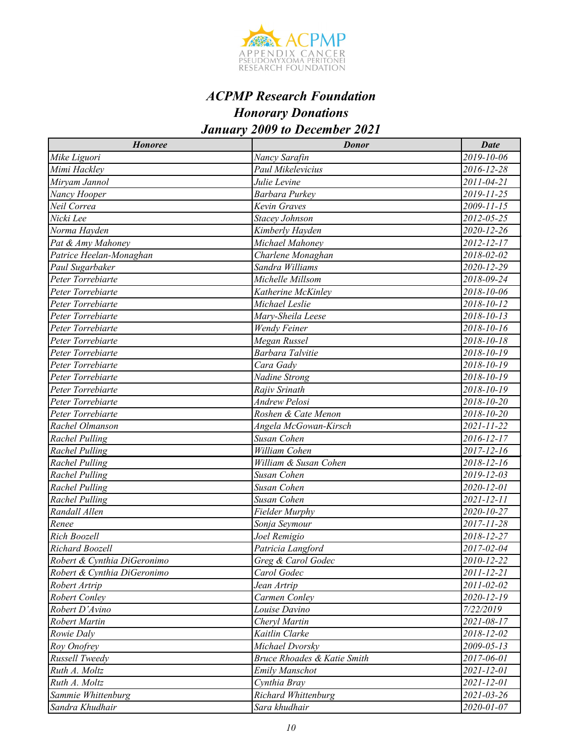*ACPMP Research Foundation*
*Honorary Donations*
*January 2009 to December 2021*

| Honoree | Donor | Date |
|---|---|---|
| Mike Liguori | Nancy Sarafin | 2019-10-06 |
| Mimi Hackley | Paul Mikelevicius | 2016-12-28 |
| Miryam Jannol | Julie Levine | 2011-04-21 |
| Nancy Hooper | Barbara Purkey | 2019-11-25 |
| Neil Correa | Kevin Graves | 2009-11-15 |
| Nicki Lee | Stacey Johnson | 2012-05-25 |
| Norma Hayden | Kimberly Hayden | 2020-12-26 |
| Pat & Amy Mahoney | Michael Mahoney | 2012-12-17 |
| Patrice Heelan-Monaghan | Charlene Monaghan | 2018-02-02 |
| Paul Sugarbaker | Sandra Williams | 2020-12-29 |
| Peter Torrebiarte | Michelle Millsom | 2018-09-24 |
| Peter Torrebiarte | Katherine McKinley | 2018-10-06 |
| Peter Torrebiarte | Michael Leslie | 2018-10-12 |
| Peter Torrebiarte | Mary-Sheila Leese | 2018-10-13 |
| Peter Torrebiarte | Wendy Feiner | 2018-10-16 |
| Peter Torrebiarte | Megan Russel | 2018-10-18 |
| Peter Torrebiarte | Barbara Talvitie | 2018-10-19 |
| Peter Torrebiarte | Cara Gady | 2018-10-19 |
| Peter Torrebiarte | Nadine Strong | 2018-10-19 |
| Peter Torrebiarte | Rajiv Srinath | 2018-10-19 |
| Peter Torrebiarte | Andrew Pelosi | 2018-10-20 |
| Peter Torrebiarte | Roshen & Cate Menon | 2018-10-20 |
| Rachel Olmanson | Angela McGowan-Kirsch | 2021-11-22 |
| Rachel Pulling | Susan Cohen | 2016-12-17 |
| Rachel Pulling | William Cohen | 2017-12-16 |
| Rachel Pulling | William & Susan Cohen | 2018-12-16 |
| Rachel Pulling | Susan Cohen | 2019-12-03 |
| Rachel Pulling | Susan Cohen | 2020-12-01 |
| Rachel Pulling | Susan Cohen | 2021-12-11 |
| Randall Allen | Fielder Murphy | 2020-10-27 |
| Renee | Sonja Seymour | 2017-11-28 |
| Rich Boozell | Joel Remigio | 2018-12-27 |
| Richard Boozell | Patricia Langford | 2017-02-04 |
| Robert & Cynthia DiGeronimo | Greg & Carol Godec | 2010-12-22 |
| Robert & Cynthia DiGeronimo | Carol Godec | 2011-12-21 |
| Robert Artrip | Jean Artrip | 2011-02-02 |
| Robert Conley | Carmen Conley | 2020-12-19 |
| Robert D'Avino | Louise Davino | 7/22/2019 |
| Robert Martin | Cheryl Martin | 2021-08-17 |
| Rowie Daly | Kaitlin Clarke | 2018-12-02 |
| Roy Onofrey | Michael Dvorsky | 2009-05-13 |
| Russell Tweedy | Bruce Rhoades & Katie Smith | 2017-06-01 |
| Ruth A. Moltz | Emily Manschot | 2021-12-01 |
| Ruth A. Moltz | Cynthia Bray | 2021-12-01 |
| Sammie Whittenburg | Richard Whittenburg | 2021-03-26 |
| Sandra Khudhair | Sara khudhair | 2020-01-07 |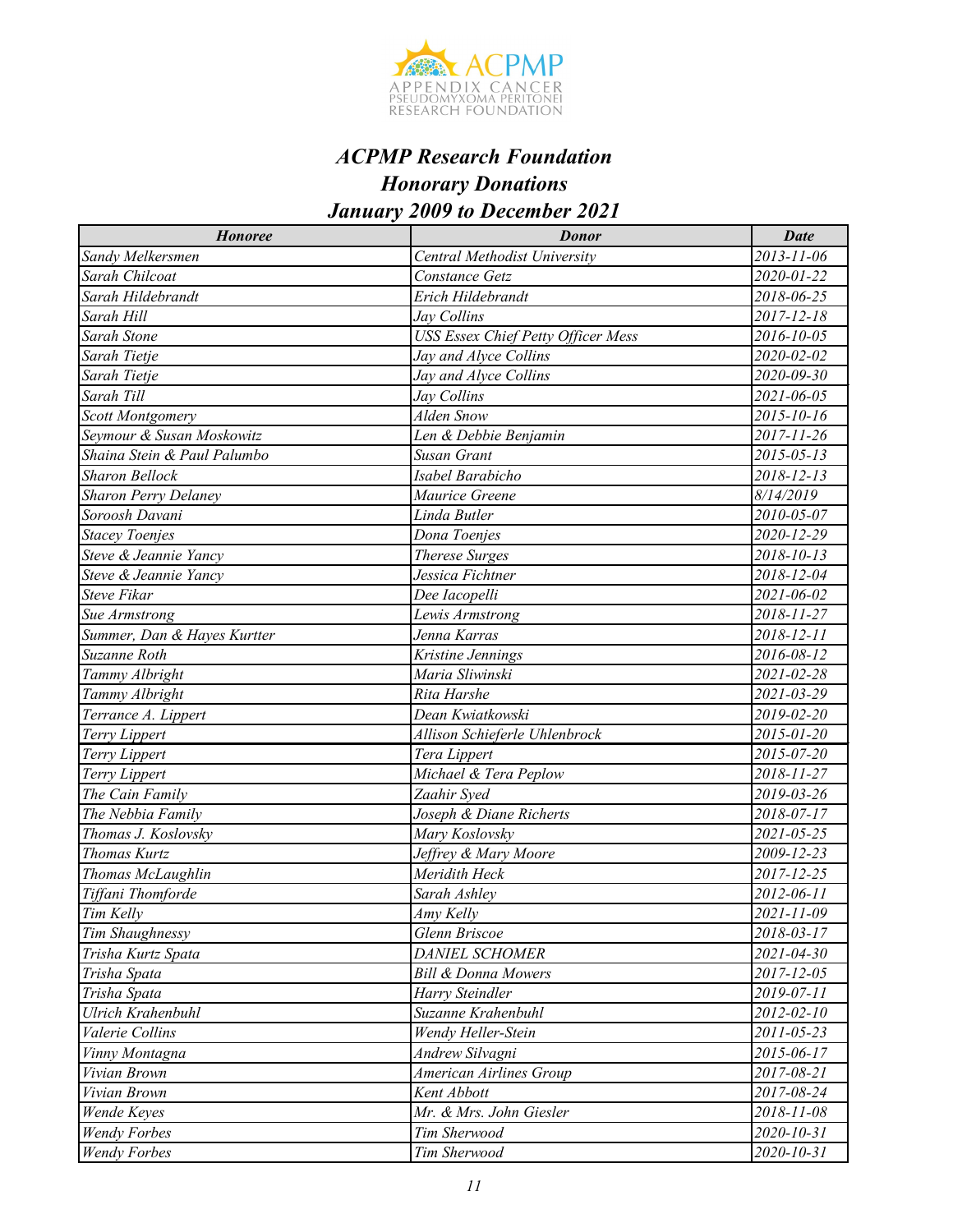# *ACPMP Research Foundation*
## *Honorary Donations*
## *January 2009 to December 2021*

| Honoree | Donor | Date |
|---|---|---|
| Sandy Melkersmen | Central Methodist University | 2013-11-06 |
| Sarah Chilcoat | Constance Getz | 2020-01-22 |
| Sarah Hildebrandt | Erich Hildebrandt | 2018-06-25 |
| Sarah Hill | Jay Collins | 2017-12-18 |
| Sarah Stone | USS Essex Chief Petty Officer Mess | 2016-10-05 |
| Sarah Tietje | Jay and Alyce Collins | 2020-02-02 |
| Sarah Tietje | Jay and Alyce Collins | 2020-09-30 |
| Sarah Till | Jay Collins | 2021-06-05 |
| Scott Montgomery | Alden Snow | 2015-10-16 |
| Seymour & Susan Moskowitz | Len & Debbie Benjamin | 2017-11-26 |
| Shaina Stein & Paul Palumbo | Susan Grant | 2015-05-13 |
| Sharon Bellock | Isabel Barabicho | 2018-12-13 |
| Sharon Perry Delaney | Maurice Greene | 8/14/2019 |
| Soroosh Davani | Linda Butler | 2010-05-07 |
| Stacey Toenjes | Dona Toenjes | 2020-12-29 |
| Steve & Jeannie Yancy | Therese Surges | 2018-10-13 |
| Steve & Jeannie Yancy | Jessica Fichtner | 2018-12-04 |
| Steve Fikar | Dee Iacopelli | 2021-06-02 |
| Sue Armstrong | Lewis Armstrong | 2018-11-27 |
| Summer, Dan & Hayes Kurtter | Jenna Karras | 2018-12-11 |
| Suzanne Roth | Kristine Jennings | 2016-08-12 |
| Tammy Albright | Maria Sliwinski | 2021-02-28 |
| Tammy Albright | Rita Harshe | 2021-03-29 |
| Terrance A. Lippert | Dean Kwiatkowski | 2019-02-20 |
| Terry Lippert | Allison Schieferle Uhlenbrock | 2015-01-20 |
| Terry Lippert | Tera Lippert | 2015-07-20 |
| Terry Lippert | Michael & Tera Peplow | 2018-11-27 |
| The Cain Family | Zaahir Syed | 2019-03-26 |
| The Nebbia Family | Joseph & Diane Richerts | 2018-07-17 |
| Thomas J. Koslovsky | Mary Koslovsky | 2021-05-25 |
| Thomas Kurtz | Jeffrey & Mary Moore | 2009-12-23 |
| Thomas McLaughlin | Meridith Heck | 2017-12-25 |
| Tiffani Thomforde | Sarah Ashley | 2012-06-11 |
| Tim Kelly | Amy Kelly | 2021-11-09 |
| Tim Shaughnessy | Glenn Briscoe | 2018-03-17 |
| Trisha Kurtz Spata | DANIEL SCHOMER | 2021-04-30 |
| Trisha Spata | Bill & Donna Mowers | 2017-12-05 |
| Trisha Spata | Harry Steindler | 2019-07-11 |
| Ulrich Krahenbuhl | Suzanne Krahenbuhl | 2012-02-10 |
| Valerie Collins | Wendy Heller-Stein | 2011-05-23 |
| Vinny Montagna | Andrew Silvagni | 2015-06-17 |
| Vivian Brown | American Airlines Group | 2017-08-21 |
| Vivian Brown | Kent Abbott | 2017-08-24 |
| Wende Keyes | Mr. & Mrs. John Giesler | 2018-11-08 |
| Wendy Forbes | Tim Sherwood | 2020-10-31 |
| Wendy Forbes | Tim Sherwood | 2020-10-31 |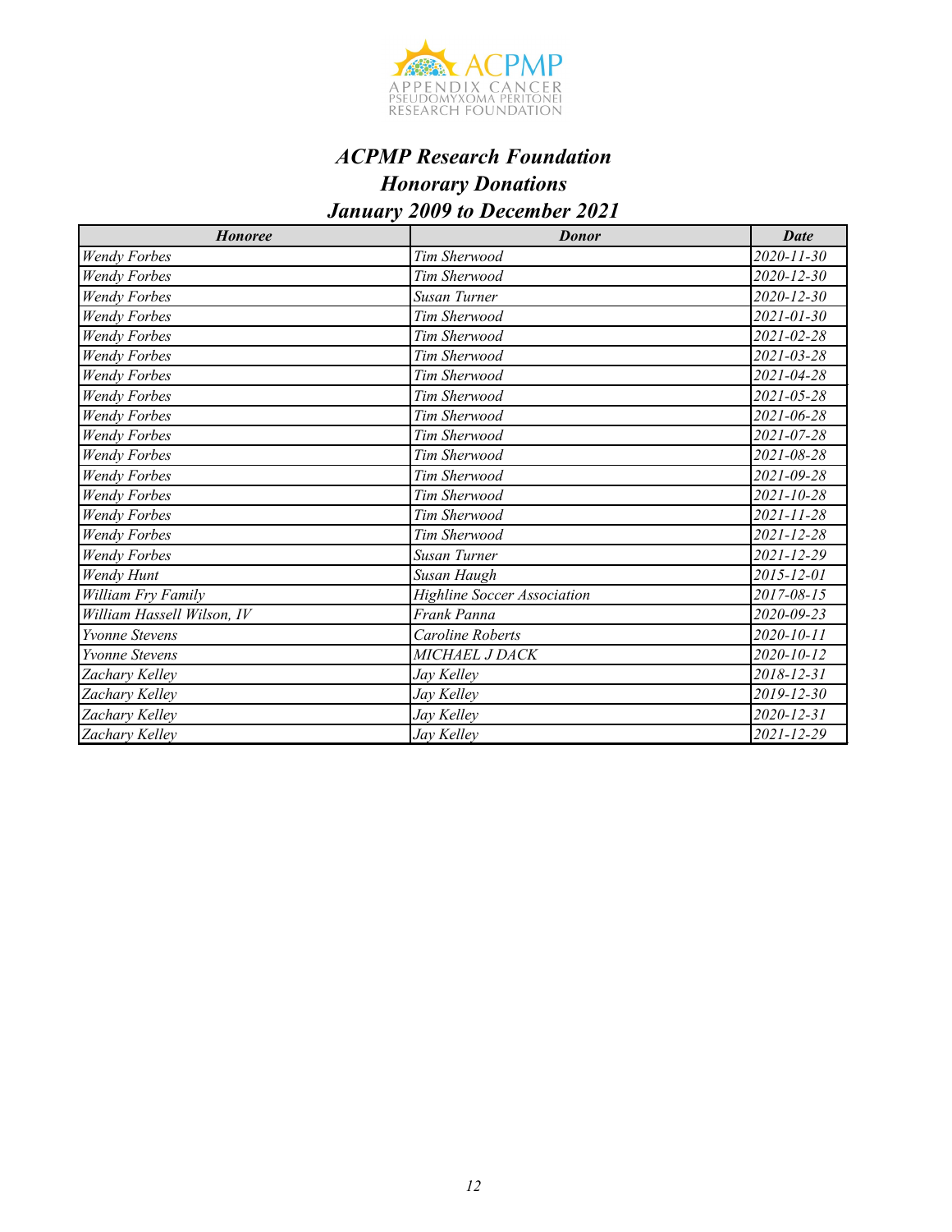# *ACPMP Research Foundation*
## *Honorary Donations*
## *January 2009 to December 2021*

| *Honoree* | *Donor* | *Date* |
|---|---|---|
| *Wendy Forbes* | *Tim Sherwood* | *2020-11-30* |
| *Wendy Forbes* | *Tim Sherwood* | *2020-12-30* |
| *Wendy Forbes* | *Susan Turner* | *2020-12-30* |
| *Wendy Forbes* | *Tim Sherwood* | *2021-01-30* |
| *Wendy Forbes* | *Tim Sherwood* | *2021-02-28* |
| *Wendy Forbes* | *Tim Sherwood* | *2021-03-28* |
| *Wendy Forbes* | *Tim Sherwood* | *2021-04-28* |
| *Wendy Forbes* | *Tim Sherwood* | *2021-05-28* |
| *Wendy Forbes* | *Tim Sherwood* | *2021-06-28* |
| *Wendy Forbes* | *Tim Sherwood* | *2021-07-28* |
| *Wendy Forbes* | *Tim Sherwood* | *2021-08-28* |
| *Wendy Forbes* | *Tim Sherwood* | *2021-09-28* |
| *Wendy Forbes* | *Tim Sherwood* | *2021-10-28* |
| *Wendy Forbes* | *Tim Sherwood* | *2021-11-28* |
| *Wendy Forbes* | *Tim Sherwood* | *2021-12-28* |
| *Wendy Forbes* | *Susan Turner* | *2021-12-29* |
| *Wendy Hunt* | *Susan Haugh* | *2015-12-01* |
| *William Fry Family* | *Highline Soccer Association* | *2017-08-15* |
| *William Hassell Wilson, IV* | *Frank Panna* | *2020-09-23* |
| *Yvonne Stevens* | *Caroline Roberts* | *2020-10-11* |
| *Yvonne Stevens* | *MICHAEL J DACK* | *2020-10-12* |
| *Zachary Kelley* | *Jay Kelley* | *2018-12-31* |
| *Zachary Kelley* | *Jay Kelley* | *2019-12-30* |
| *Zachary Kelley* | *Jay Kelley* | *2020-12-31* |
| *Zachary Kelley* | *Jay Kelley* | *2021-12-29* |